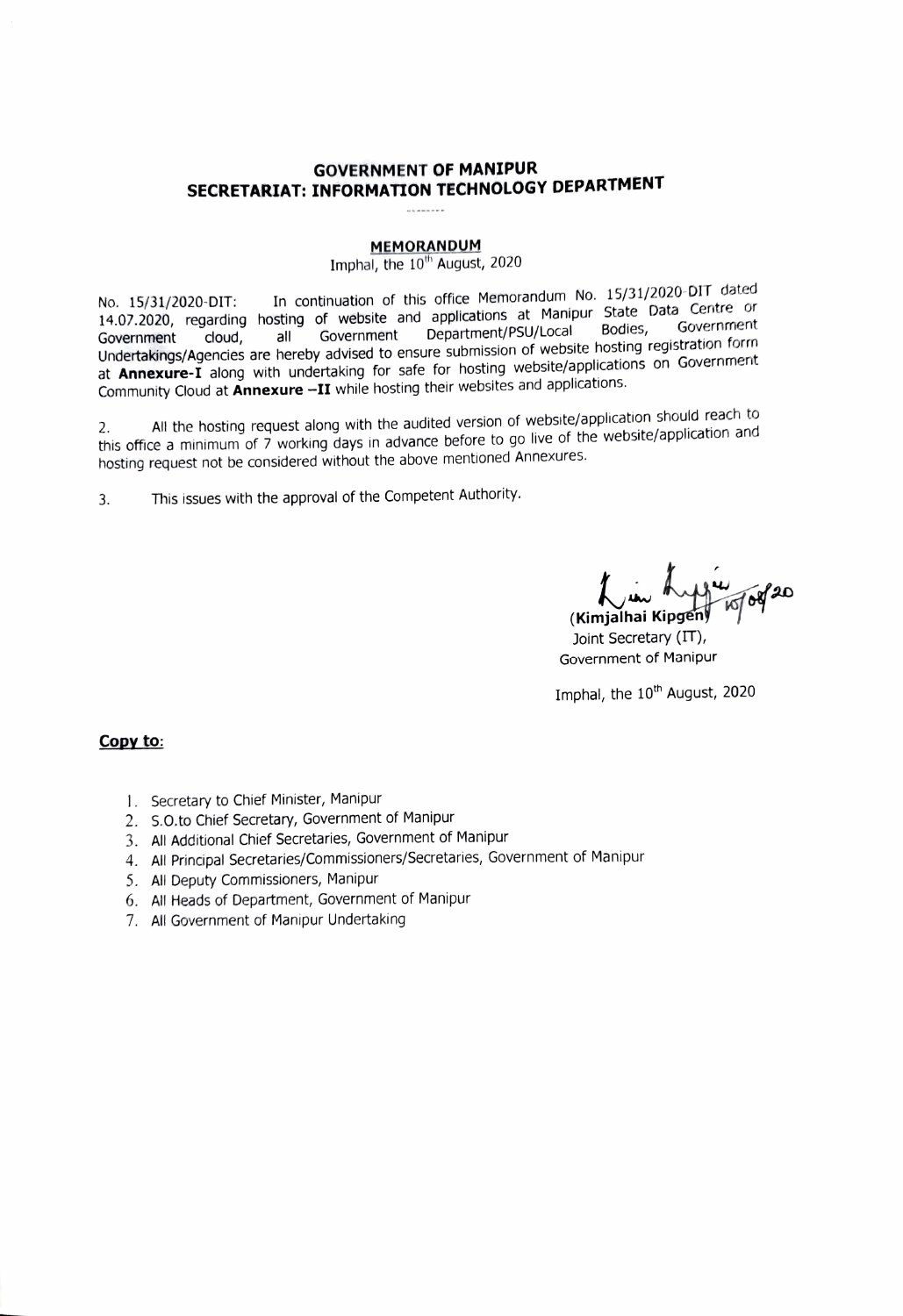# GOVERNMENT OF MANIPUR
## SECRETARIAT: INFORMATION TECHNOLOGY DEPARTMENT

**MEMORANDUM**

Imphal, the 10th August, 2020

No. 15/31/2020-DIT: In continuation of this office Memorandum No. 15/31/2020-DIT dated 14.07.2020, regarding hosting of website and applications at Manipur State Data Centre or Government cloud, all Government Department/PSU/Local Bodies, Government Undertakings/Agencies are hereby advised to ensure submission of website hosting registration form at **Annexure-I** along with undertaking for safe for hosting website/applications on Government Community Cloud at **Annexure –II** while hosting their websites and applications.

2. All the hosting request along with the audited version of website/application should reach to this office a minimum of 7 working days in advance before to go live of the website/application and hosting request not be considered without the above mentioned Annexures.

3. This issues with the approval of the Competent Authority.

10/08/20

(Kimjalhai Kipgen)
Joint Secretary (IT),
Government of Manipur

Imphal, the 10th August, 2020

**Copy to:**

1. Secretary to Chief Minister, Manipur
2. S.O.to Chief Secretary, Government of Manipur
3. All Additional Chief Secretaries, Government of Manipur
4. All Principal Secretaries/Commissioners/Secretaries, Government of Manipur
5. All Deputy Commissioners, Manipur
6. All Heads of Department, Government of Manipur
7. All Government of Manipur Undertaking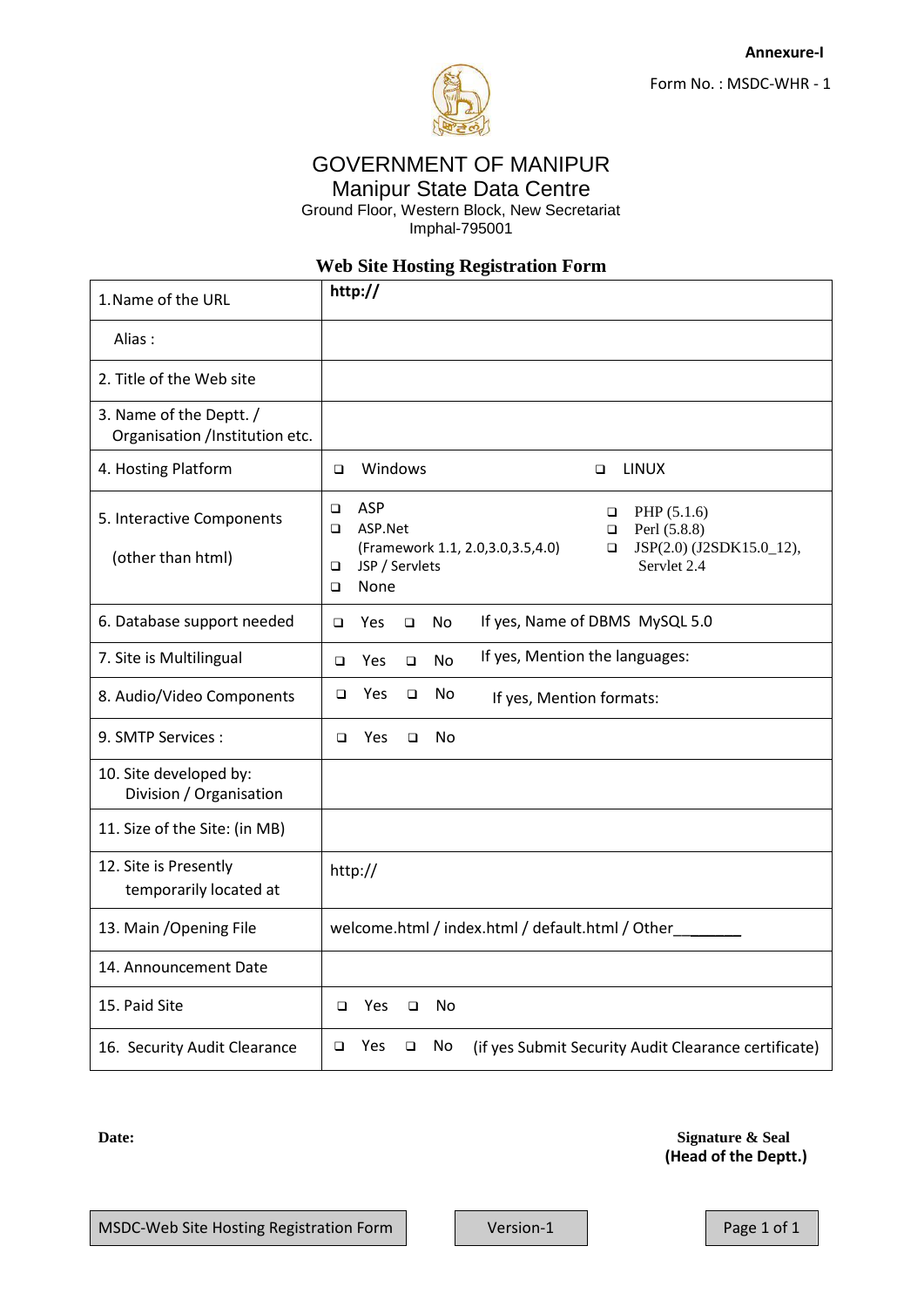Annexure-I

Form No. : MSDC-WHR - 1

# GOVERNMENT OF MANIPUR

## Manipur State Data Centre

Ground Floor, Western Block, New Secretariat
Imphal-795001

### Web Site Hosting Registration Form

| | |
|---|---|
| 1.Name of the URL | **http://** |
| Alias : | |
| 2. Title of the Web site | |
| 3. Name of the Deptt. / Organisation /Institution etc. | |
| 4. Hosting Platform | ❑ Windows ❑ LINUX |
| 5. Interactive Components (other than html) | ❑ ASP ❑ ASP.Net (Framework 1.1, 2.0,3.0,3.5,4.0) ❑ JSP / Servlets ❑ None ❑ PHP (5.1.6) ❑ Perl (5.8.8) ❑ JSP(2.0) (J2SDK15.0_12), Servlet 2.4 |
| 6. Database support needed | ❑ Yes ❑ No If yes, Name of DBMS MySQL 5.0 |
| 7. Site is Multilingual | ❑ Yes ❑ No If yes, Mention the languages: |
| 8. Audio/Video Components | ❑ Yes ❑ No If yes, Mention formats: |
| 9. SMTP Services : | ❑ Yes ❑ No |
| 10. Site developed by: Division / Organisation | |
| 11. Size of the Site: (in MB) | |
| 12. Site is Presently temporarily located at | http:// |
| 13. Main /Opening File | welcome.html / index.html / default.html / Other_______ |
| 14. Announcement Date | |
| 15. Paid Site | ❑ Yes ❑ No |
| 16. Security Audit Clearance | ❑ Yes ❑ No (if yes Submit Security Audit Clearance certificate) |

**Date:**

**Signature & Seal**
**(Head of the Deptt.)**

MSDC-Web Site Hosting Registration Form | Version-1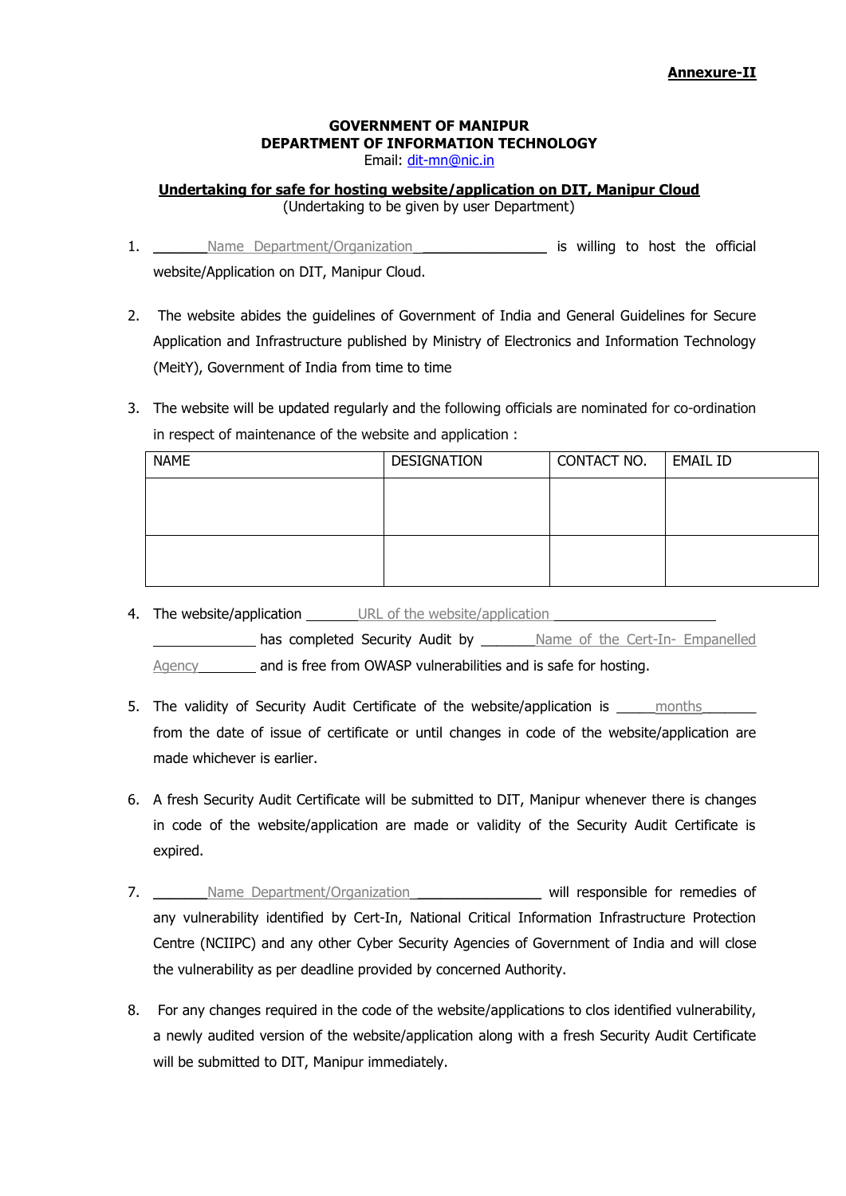**Annexure-II**

**GOVERNMENT OF MANIPUR**
**DEPARTMENT OF INFORMATION TECHNOLOGY**
Email: dit-mn@nic.in

**Undertaking for safe for hosting website/application on DIT, Manipur Cloud**
(Undertaking to be given by user Department)

1. _______Name Department/Organization_________________ is willing to host the official website/Application on DIT, Manipur Cloud.

2. The website abides the guidelines of Government of India and General Guidelines for Secure Application and Infrastructure published by Ministry of Electronics and Information Technology (MeitY), Government of India from time to time

3. The website will be updated regularly and the following officials are nominated for co-ordination in respect of maintenance of the website and application :

| NAME | DESIGNATION | CONTACT NO. | EMAIL ID |
|---|---|---|---|
| | | | |
| | | | |

4. The website/application _______URL of the website/application ______________________ ______________ has completed Security Audit by _______Name of the Cert-In- Empanelled Agency________ and is free from OWASP vulnerabilities and is safe for hosting.

5. The validity of Security Audit Certificate of the website/application is _____months_______ from the date of issue of certificate or until changes in code of the website/application are made whichever is earlier.

6. A fresh Security Audit Certificate will be submitted to DIT, Manipur whenever there is changes in code of the website/application are made or validity of the Security Audit Certificate is expired.

7. _______Name Department/Organization_________________ will responsible for remedies of any vulnerability identified by Cert-In, National Critical Information Infrastructure Protection Centre (NCIIPC) and any other Cyber Security Agencies of Government of India and will close the vulnerability as per deadline provided by concerned Authority.

8. For any changes required in the code of the website/applications to clos identified vulnerability, a newly audited version of the website/application along with a fresh Security Audit Certificate will be submitted to DIT, Manipur immediately.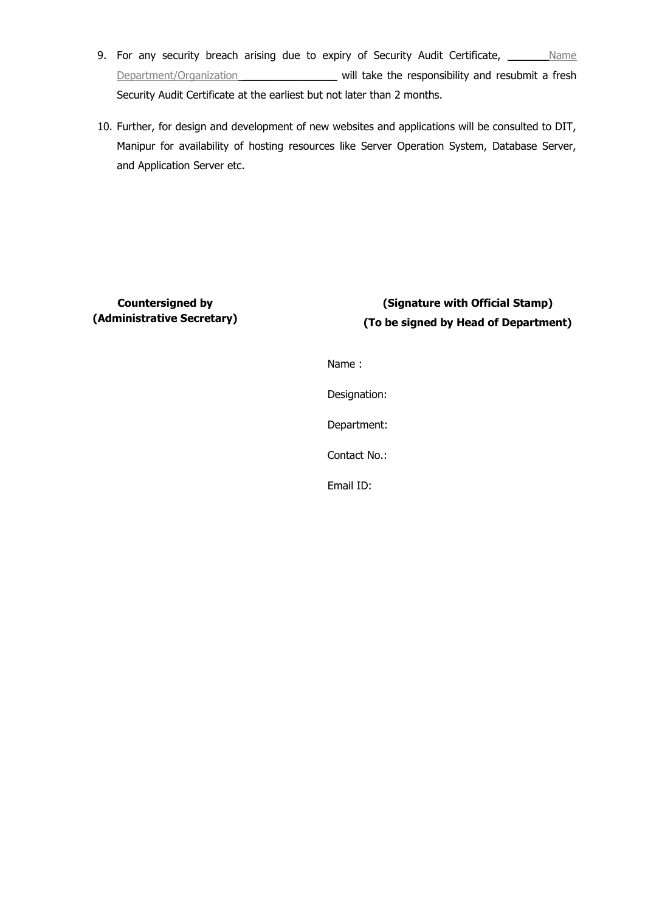9. For any security breach arising due to expiry of Security Audit Certificate, _______Name Department/Organization ________________ will take the responsibility and resubmit a fresh Security Audit Certificate at the earliest but not later than 2 months.

10. Further, for design and development of new websites and applications will be consulted to DIT, Manipur for availability of hosting resources like Server Operation System, Database Server, and Application Server etc.

**Countersigned by**
**(Administrative Secretary)**

**(Signature with Official Stamp)**
**(To be signed by Head of Department)**

Name :

Designation:

Department:

Contact No.:

Email ID: